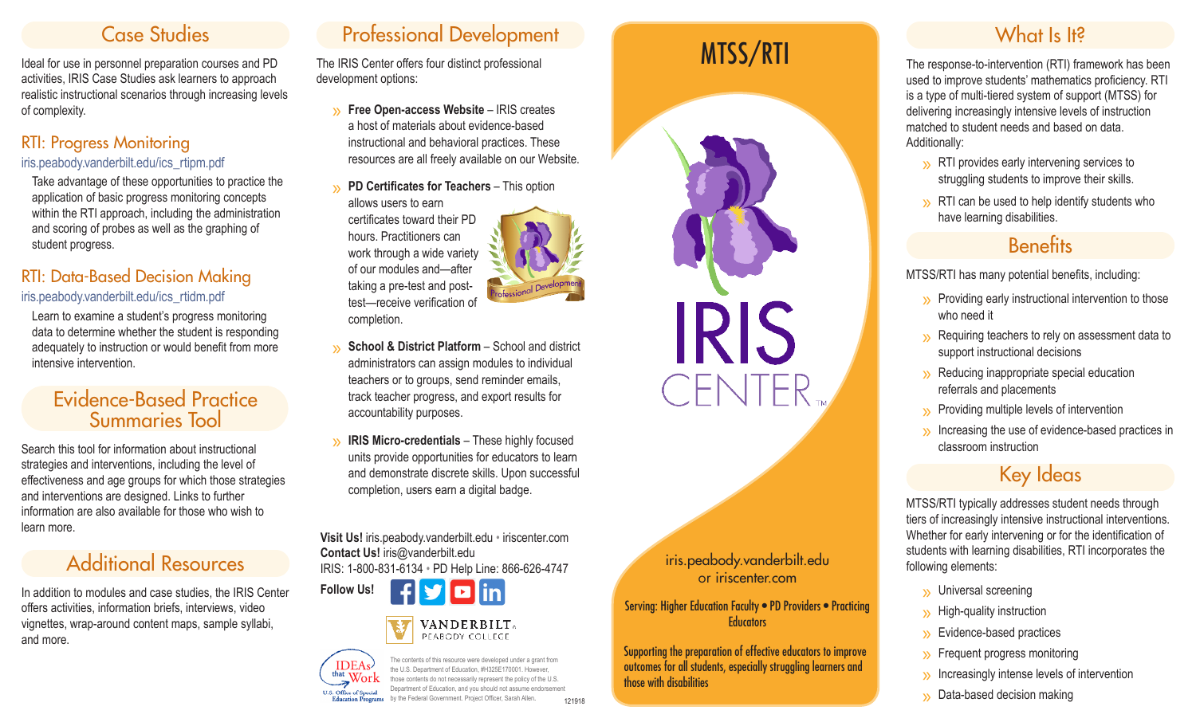## Case Studies

Ideal for use in personnel preparation courses and PD activities, IRIS Case Studies ask learners to approach realistic instructional scenarios through increasing levels of complexity.

### RTI: Progress Monitoring

iris.peabody.vanderbilt.edu/ics_rtipm.pdf

Take advantage of these opportunities to practice the application of basic progress monitoring concepts within the RTI approach, including the administration and scoring of probes as well as the graphing of student progress.

### RTI: Data-Based Decision Making

iris.peabody.vanderbilt.edu/ics_rtidm.pdf

Learn to examine a student's progress monitoring data to determine whether the student is responding adequately to instruction or would benefit from more intensive intervention.

## Evidence-Based Practice Summaries Tool

Search this tool for information about instructional strategies and interventions, including the level of effectiveness and age groups for which those strategies and interventions are designed. Links to further information are also available for those who wish to learn more.

## Additional Resources

In addition to modules and case studies, the IRIS Center offers activities, information briefs, interviews, video vignettes, wrap-around content maps, sample syllabi, and more.

## Professional Development

The IRIS Center offers four distinct professional development options:

- **Free Open-access Website** – IRIS creates a host of materials about evidence-based instructional and behavioral practices. These resources are all freely available on our Website.
- **PD Certificates for Teachers** – This option allows users to earn certificates toward their PD hours. Practitioners can work through a wide variety of our modules and—after taking a pre-test and post-test—receive verification of completion.
- **School & District Platform** – School and district administrators can assign modules to individual teachers or to groups, send reminder emails, track teacher progress, and export results for accountability purposes.
- **IRIS Micro-credentials** – These highly focused units provide opportunities for educators to learn and demonstrate discrete skills. Upon successful completion, users earn a digital badge.

**Visit Us!** iris.peabody.vanderbilt.edu • iriscenter.com
**Contact Us!** iris@vanderbilt.edu
IRIS: 1-800-831-6134 • PD Help Line: 866-626-4747

**Follow Us!**

VANDERBILT PEABODY COLLEGE

IDEAs that Work — U.S. Office of Special Education Programs

The contents of this resource were developed under a grant from the U.S. Department of Education, #H325E170001. However, those contents do not necessarily represent the policy of the U.S. Department of Education, and you should not assume endorsement by the Federal Government. Project Officer, Sarah Allen.

121918

# MTSS/RTI

IRIS CENTER™

iris.peabody.vanderbilt.edu
or iriscenter.com

Serving: Higher Education Faculty • PD Providers • Practicing Educators

Supporting the preparation of effective educators to improve outcomes for all students, especially struggling learners and those with disabilities

## What Is It?

The response-to-intervention (RTI) framework has been used to improve students' mathematics proficiency. RTI is a type of multi-tiered system of support (MTSS) for delivering increasingly intensive levels of instruction matched to student needs and based on data. Additionally:

- RTI provides early intervening services to struggling students to improve their skills.
- RTI can be used to help identify students who have learning disabilities.

## Benefits

MTSS/RTI has many potential benefits, including:

- Providing early instructional intervention to those who need it
- Requiring teachers to rely on assessment data to support instructional decisions
- Reducing inappropriate special education referrals and placements
- Providing multiple levels of intervention
- Increasing the use of evidence-based practices in classroom instruction

## Key Ideas

MTSS/RTI typically addresses student needs through tiers of increasingly intensive instructional interventions. Whether for early intervening or for the identification of students with learning disabilities, RTI incorporates the following elements:

- Universal screening
- High-quality instruction
- Evidence-based practices
- Frequent progress monitoring
- Increasingly intense levels of intervention
- Data-based decision making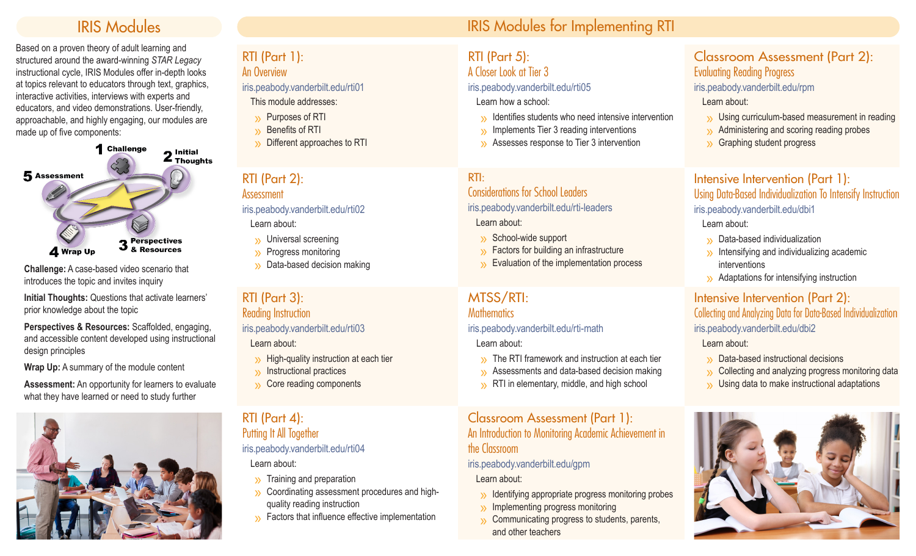## IRIS Modules

Based on a proven theory of adult learning and structured around the award-winning *STAR Legacy* instructional cycle, IRIS Modules offer in-depth looks at topics relevant to educators through text, graphics, interactive activities, interviews with experts and educators, and video demonstrations. User-friendly, approachable, and highly engaging, our modules are made up of five components:

1 Challenge
2 Initial Thoughts
3 Perspectives & Resources
4 Wrap Up
5 Assessment

**Challenge:** A case-based video scenario that introduces the topic and invites inquiry

**Initial Thoughts:** Questions that activate learners' prior knowledge about the topic

**Perspectives & Resources:** Scaffolded, engaging, and accessible content developed using instructional design principles

**Wrap Up:** A summary of the module content

**Assessment:** An opportunity for learners to evaluate what they have learned or need to study further

## IRIS Modules for Implementing RTI

### RTI (Part 1): An Overview

iris.peabody.vanderbilt.edu/rti01

This module addresses:

- Purposes of RTI
- Benefits of RTI
- Different approaches to RTI

### RTI (Part 2): Assessment

iris.peabody.vanderbilt.edu/rti02

Learn about:

- Universal screening
- Progress monitoring
- Data-based decision making

### RTI (Part 3): Reading Instruction

iris.peabody.vanderbilt.edu/rti03

Learn about:

- High-quality instruction at each tier
- Instructional practices
- Core reading components

### RTI (Part 4): Putting It All Together

iris.peabody.vanderbilt.edu/rti04

Learn about:

- Training and preparation
- Coordinating assessment procedures and high-quality reading instruction
- Factors that influence effective implementation

### RTI (Part 5): A Closer Look at Tier 3

iris.peabody.vanderbilt.edu/rti05

Learn how a school:

- Identifies students who need intensive intervention
- Implements Tier 3 reading interventions
- Assesses response to Tier 3 intervention

### RTI: Considerations for School Leaders

iris.peabody.vanderbilt.edu/rti-leaders

Learn about:

- School-wide support
- Factors for building an infrastructure
- Evaluation of the implementation process

### MTSS/RTI: Mathematics

iris.peabody.vanderbilt.edu/rti-math

Learn about:

- The RTI framework and instruction at each tier
- Assessments and data-based decision making
- RTI in elementary, middle, and high school

### Classroom Assessment (Part 1): An Introduction to Monitoring Academic Achievement in the Classroom

iris.peabody.vanderbilt.edu/gpm

Learn about:

- Identifying appropriate progress monitoring probes
- Implementing progress monitoring
- Communicating progress to students, parents, and other teachers

### Classroom Assessment (Part 2): Evaluating Reading Progress

iris.peabody.vanderbilt.edu/rpm

Learn about:

- Using curriculum-based measurement in reading
- Administering and scoring reading probes
- Graphing student progress

### Intensive Intervention (Part 1): Using Data-Based Individualization To Intensify Instruction

iris.peabody.vanderbilt.edu/dbi1

Learn about:

- Data-based individualization
- Intensifying and individualizing academic interventions
- Adaptations for intensifying instruction

### Intensive Intervention (Part 2): Collecting and Analyzing Data for Data-Based Individualization

iris.peabody.vanderbilt.edu/dbi2

Learn about:

- Data-based instructional decisions
- Collecting and analyzing progress monitoring data
- Using data to make instructional adaptations